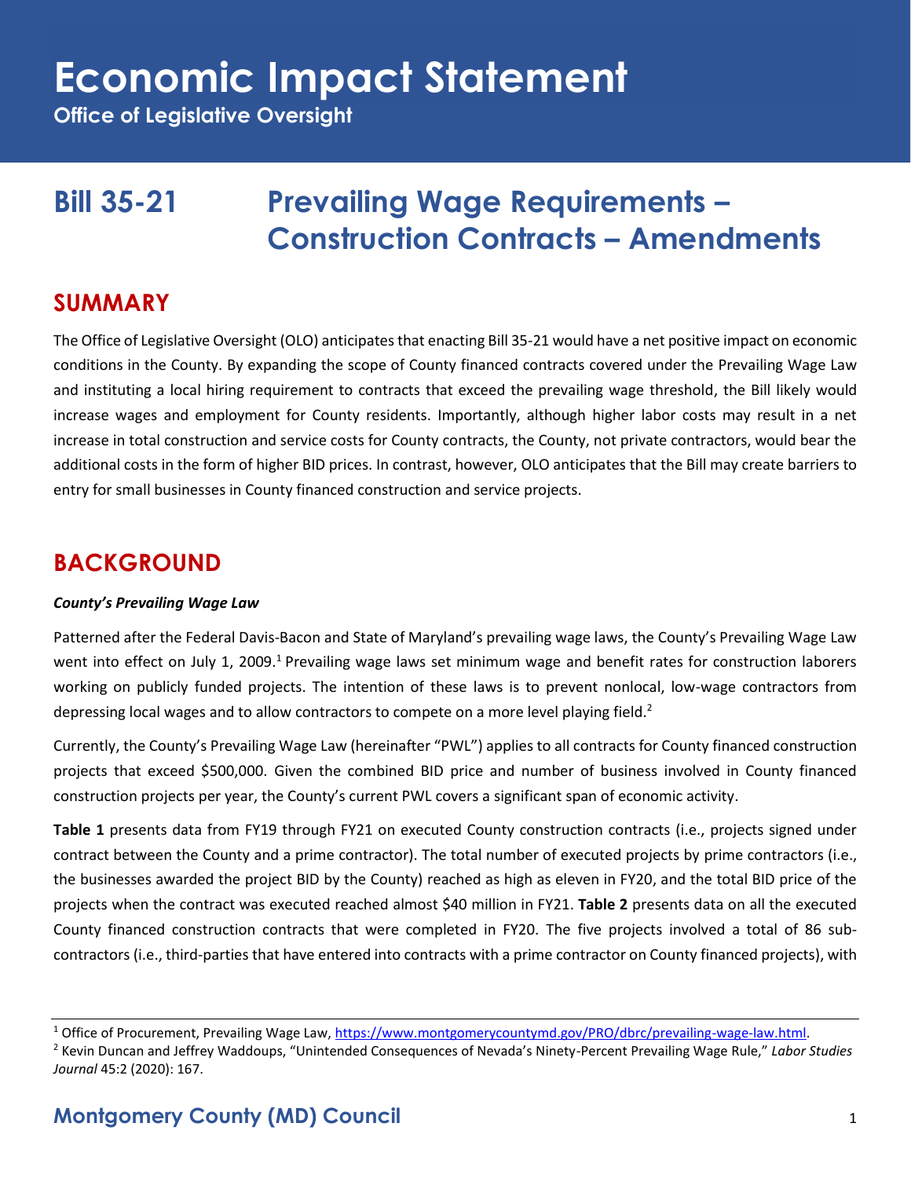# Economic Impact Statement

**Office of Legislative Oversight**

## Bill 35-21 Prevailing Wage Requirements – Construction Contracts – Amendments

## SUMMARY

The Office of Legislative Oversight (OLO) anticipates that enacting Bill 35-21 would have a net positive impact on economic conditions in the County. By expanding the scope of County financed contracts covered under the Prevailing Wage Law and instituting a local hiring requirement to contracts that exceed the prevailing wage threshold, the Bill likely would increase wages and employment for County residents. Importantly, although higher labor costs may result in a net increase in total construction and service costs for County contracts, the County, not private contractors, would bear the additional costs in the form of higher BID prices. In contrast, however, OLO anticipates that the Bill may create barriers to entry for small businesses in County financed construction and service projects.

## BACKGROUND

***County's Prevailing Wage Law***

Patterned after the Federal Davis-Bacon and State of Maryland's prevailing wage laws, the County's Prevailing Wage Law went into effect on July 1, 2009.[1] Prevailing wage laws set minimum wage and benefit rates for construction laborers working on publicly funded projects. The intention of these laws is to prevent nonlocal, low-wage contractors from depressing local wages and to allow contractors to compete on a more level playing field.[2]

Currently, the County's Prevailing Wage Law (hereinafter "PWL") applies to all contracts for County financed construction projects that exceed $500,000. Given the combined BID price and number of business involved in County financed construction projects per year, the County's current PWL covers a significant span of economic activity.

**Table 1** presents data from FY19 through FY21 on executed County construction contracts (i.e., projects signed under contract between the County and a prime contractor). The total number of executed projects by prime contractors (i.e., the businesses awarded the project BID by the County) reached as high as eleven in FY20, and the total BID price of the projects when the contract was executed reached almost $40 million in FY21. **Table 2** presents data on all the executed County financed construction contracts that were completed in FY20. The five projects involved a total of 86 sub-contractors (i.e., third-parties that have entered into contracts with a prime contractor on County financed projects), with

---

[1] Office of Procurement, Prevailing Wage Law, https://www.montgomerycountymd.gov/PRO/dbrc/prevailing-wage-law.html.

[2] Kevin Duncan and Jeffrey Waddoups, "Unintended Consequences of Nevada's Ninety-Percent Prevailing Wage Rule," *Labor Studies Journal* 45:2 (2020): 167.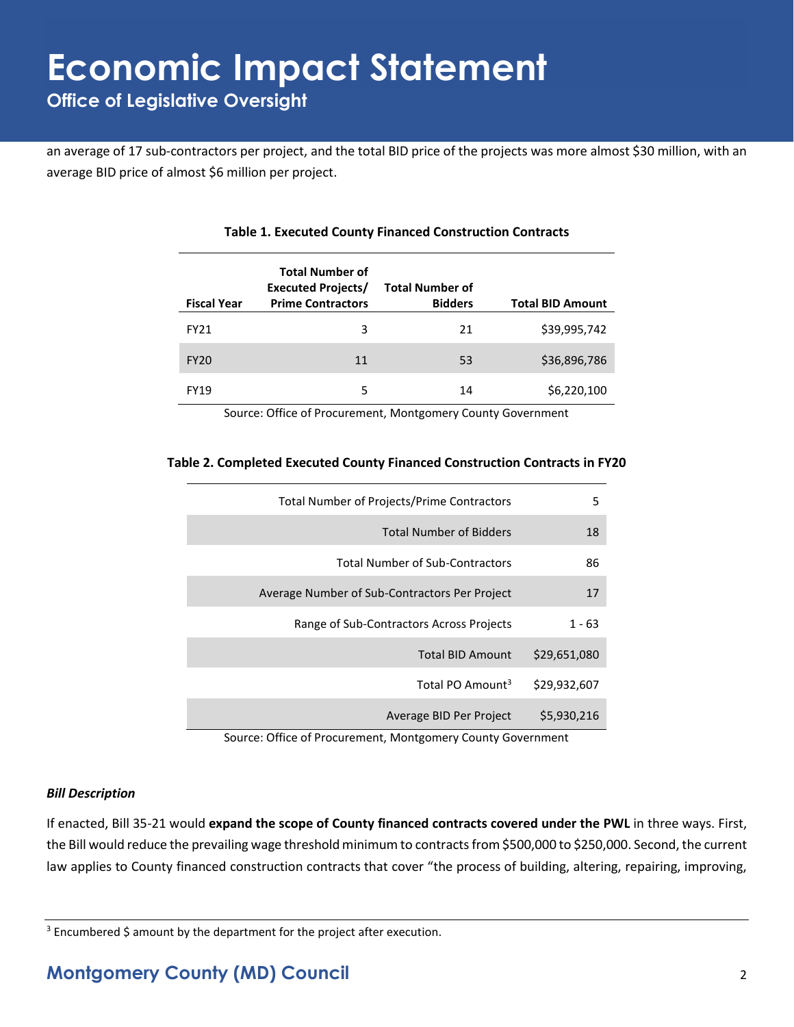an average of 17 sub-contractors per project, and the total BID price of the projects was more almost $30 million, with an average BID price of almost $6 million per project.

**Table 1. Executed County Financed Construction Contracts**

| Fiscal Year | Total Number of Executed Projects/ Prime Contractors | Total Number of Bidders | Total BID Amount |
|---|---|---|---|
| FY21 | 3 | 21 | $39,995,742 |
| FY20 | 11 | 53 | $36,896,786 |
| FY19 | 5 | 14 | $6,220,100 |

Source: Office of Procurement, Montgomery County Government

**Table 2. Completed Executed County Financed Construction Contracts in FY20**

| | |
|---|---|
| Total Number of Projects/Prime Contractors | 5 |
| Total Number of Bidders | 18 |
| Total Number of Sub-Contractors | 86 |
| Average Number of Sub-Contractors Per Project | 17 |
| Range of Sub-Contractors Across Projects | 1 - 63 |
| Total BID Amount | $29,651,080 |
| Total PO Amount[3] | $29,932,607 |
| Average BID Per Project | $5,930,216 |

Source: Office of Procurement, Montgomery County Government

***Bill Description***

If enacted, Bill 35-21 would **expand the scope of County financed contracts covered under the PWL** in three ways. First, the Bill would reduce the prevailing wage threshold minimum to contracts from $500,000 to $250,000. Second, the current law applies to County financed construction contracts that cover "the process of building, altering, repairing, improving,

[3] Encumbered $ amount by the department for the project after execution.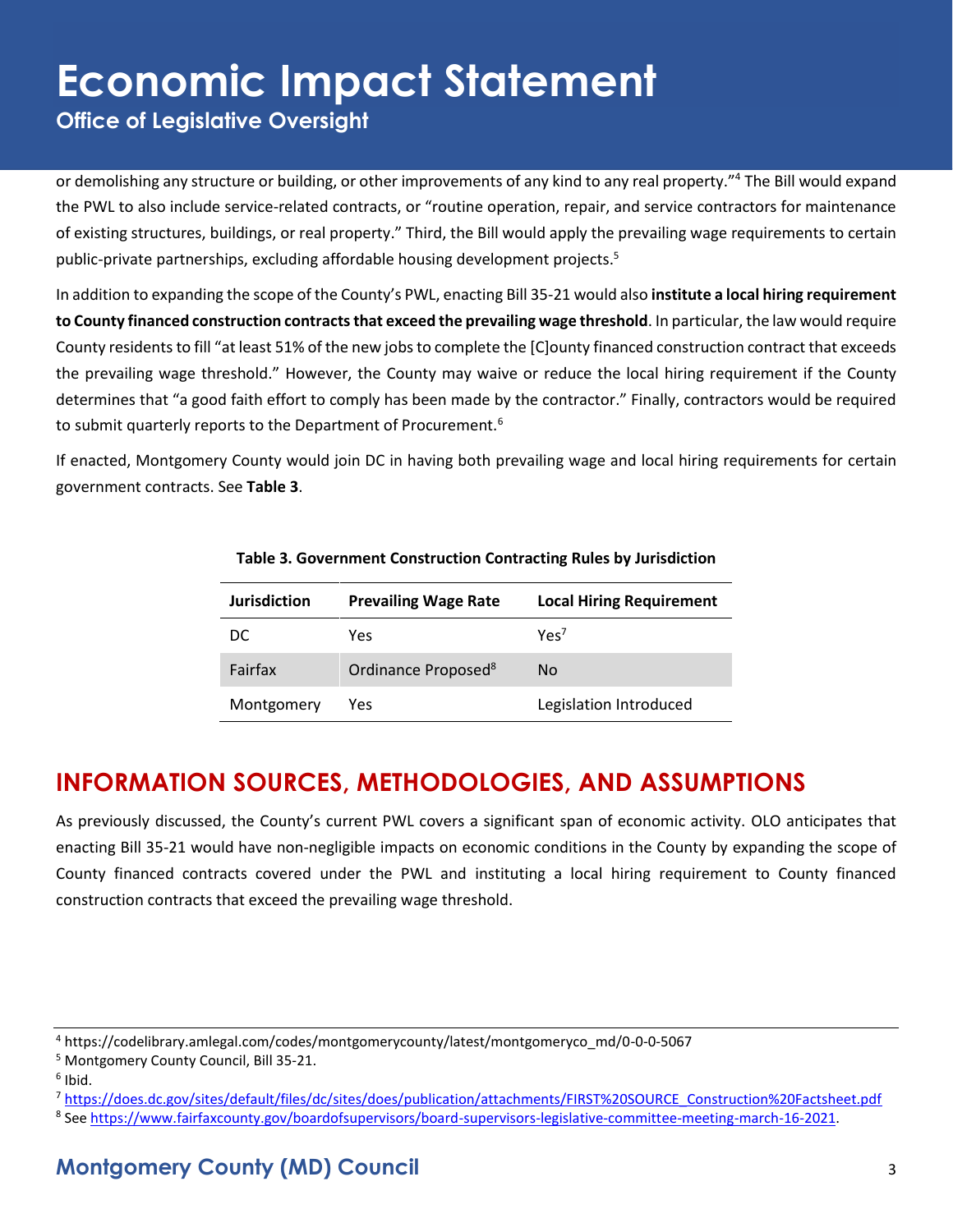or demolishing any structure or building, or other improvements of any kind to any real property."[4] The Bill would expand the PWL to also include service-related contracts, or "routine operation, repair, and service contractors for maintenance of existing structures, buildings, or real property." Third, the Bill would apply the prevailing wage requirements to certain public-private partnerships, excluding affordable housing development projects.[5]

In addition to expanding the scope of the County's PWL, enacting Bill 35-21 would also **institute a local hiring requirement to County financed construction contracts that exceed the prevailing wage threshold**. In particular, the law would require County residents to fill "at least 51% of the new jobs to complete the [C]ounty financed construction contract that exceeds the prevailing wage threshold." However, the County may waive or reduce the local hiring requirement if the County determines that "a good faith effort to comply has been made by the contractor." Finally, contractors would be required to submit quarterly reports to the Department of Procurement.[6]

If enacted, Montgomery County would join DC in having both prevailing wage and local hiring requirements for certain government contracts. See **Table 3**.

**Table 3. Government Construction Contracting Rules by Jurisdiction**

| Jurisdiction | Prevailing Wage Rate | Local Hiring Requirement |
|---|---|---|
| DC | Yes | Yes[7] |
| Fairfax | Ordinance Proposed[8] | No |
| Montgomery | Yes | Legislation Introduced |

## INFORMATION SOURCES, METHODOLOGIES, AND ASSUMPTIONS

As previously discussed, the County's current PWL covers a significant span of economic activity. OLO anticipates that enacting Bill 35-21 would have non-negligible impacts on economic conditions in the County by expanding the scope of County financed contracts covered under the PWL and instituting a local hiring requirement to County financed construction contracts that exceed the prevailing wage threshold.

[4] https://codelibrary.amlegal.com/codes/montgomerycounty/latest/montgomeryco_md/0-0-0-5067

[5] Montgomery County Council, Bill 35-21.

[6] Ibid.

[7] https://does.dc.gov/sites/default/files/dc/sites/does/publication/attachments/FIRST%20SOURCE_Construction%20Factsheet.pdf

[8] See https://www.fairfaxcounty.gov/boardofsupervisors/board-supervisors-legislative-committee-meeting-march-16-2021.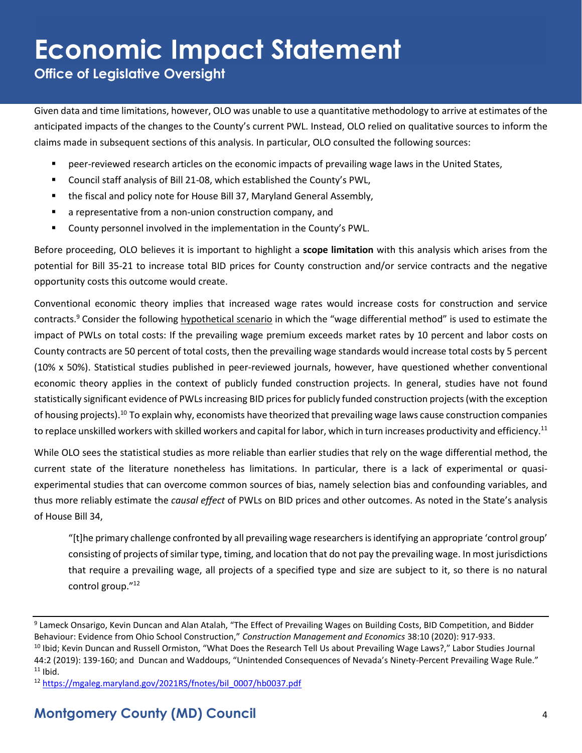Given data and time limitations, however, OLO was unable to use a quantitative methodology to arrive at estimates of the anticipated impacts of the changes to the County's current PWL. Instead, OLO relied on qualitative sources to inform the claims made in subsequent sections of this analysis. In particular, OLO consulted the following sources:

- peer-reviewed research articles on the economic impacts of prevailing wage laws in the United States,
- Council staff analysis of Bill 21-08, which established the County's PWL,
- the fiscal and policy note for House Bill 37, Maryland General Assembly,
- a representative from a non-union construction company, and
- County personnel involved in the implementation in the County's PWL.

Before proceeding, OLO believes it is important to highlight a **scope limitation** with this analysis which arises from the potential for Bill 35-21 to increase total BID prices for County construction and/or service contracts and the negative opportunity costs this outcome would create.

Conventional economic theory implies that increased wage rates would increase costs for construction and service contracts.[9] Consider the following hypothetical scenario in which the "wage differential method" is used to estimate the impact of PWLs on total costs: If the prevailing wage premium exceeds market rates by 10 percent and labor costs on County contracts are 50 percent of total costs, then the prevailing wage standards would increase total costs by 5 percent (10% x 50%). Statistical studies published in peer-reviewed journals, however, have questioned whether conventional economic theory applies in the context of publicly funded construction projects. In general, studies have not found statistically significant evidence of PWLs increasing BID prices for publicly funded construction projects (with the exception of housing projects).[10] To explain why, economists have theorized that prevailing wage laws cause construction companies to replace unskilled workers with skilled workers and capital for labor, which in turn increases productivity and efficiency.[11]

While OLO sees the statistical studies as more reliable than earlier studies that rely on the wage differential method, the current state of the literature nonetheless has limitations. In particular, there is a lack of experimental or quasi-experimental studies that can overcome common sources of bias, namely selection bias and confounding variables, and thus more reliably estimate the *causal effect* of PWLs on BID prices and other outcomes. As noted in the State's analysis of House Bill 34,

> "[t]he primary challenge confronted by all prevailing wage researchers is identifying an appropriate 'control group' consisting of projects of similar type, timing, and location that do not pay the prevailing wage. In most jurisdictions that require a prevailing wage, all projects of a specified type and size are subject to it, so there is no natural control group."[12]

---

[9] Lameck Onsarigo, Kevin Duncan and Alan Atalah, "The Effect of Prevailing Wages on Building Costs, BID Competition, and Bidder Behaviour: Evidence from Ohio School Construction," *Construction Management and Economics* 38:10 (2020): 917-933.

[10] Ibid; Kevin Duncan and Russell Ormiston, "What Does the Research Tell Us about Prevailing Wage Laws?," Labor Studies Journal 44:2 (2019): 139-160; and Duncan and Waddoups, "Unintended Consequences of Nevada's Ninety-Percent Prevailing Wage Rule."

[11] Ibid.

[12] https://mgaleg.maryland.gov/2021RS/fnotes/bil_0007/hb0037.pdf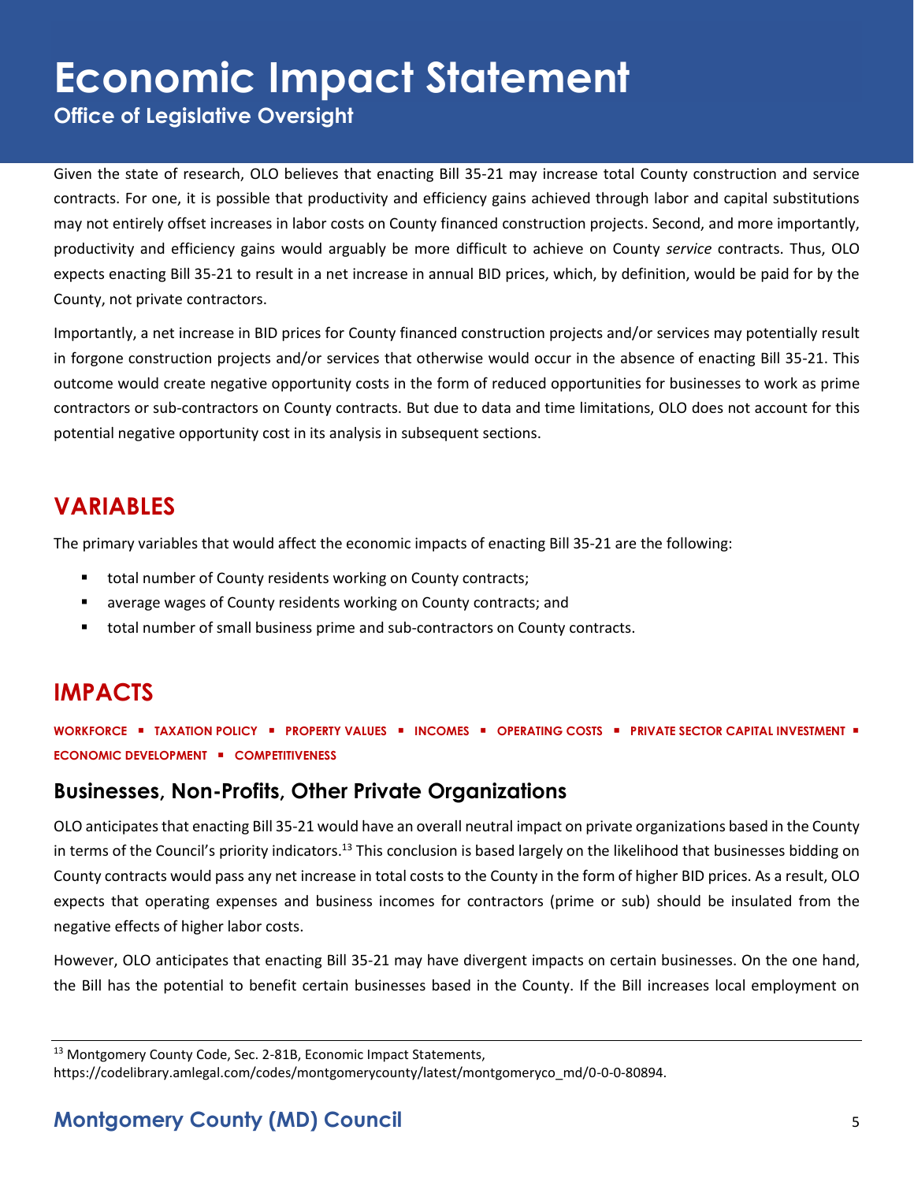Given the state of research, OLO believes that enacting Bill 35-21 may increase total County construction and service contracts. For one, it is possible that productivity and efficiency gains achieved through labor and capital substitutions may not entirely offset increases in labor costs on County financed construction projects. Second, and more importantly, productivity and efficiency gains would arguably be more difficult to achieve on County *service* contracts. Thus, OLO expects enacting Bill 35-21 to result in a net increase in annual BID prices, which, by definition, would be paid for by the County, not private contractors.

Importantly, a net increase in BID prices for County financed construction projects and/or services may potentially result in forgone construction projects and/or services that otherwise would occur in the absence of enacting Bill 35-21. This outcome would create negative opportunity costs in the form of reduced opportunities for businesses to work as prime contractors or sub-contractors on County contracts. But due to data and time limitations, OLO does not account for this potential negative opportunity cost in its analysis in subsequent sections.

## VARIABLES

The primary variables that would affect the economic impacts of enacting Bill 35-21 are the following:

- total number of County residents working on County contracts;
- average wages of County residents working on County contracts; and
- total number of small business prime and sub-contractors on County contracts.

## IMPACTS

**WORKFORCE ▪ TAXATION POLICY ▪ PROPERTY VALUES ▪ INCOMES ▪ OPERATING COSTS ▪ PRIVATE SECTOR CAPITAL INVESTMENT ▪ ECONOMIC DEVELOPMENT ▪ COMPETITIVENESS**

### Businesses, Non-Profits, Other Private Organizations

OLO anticipates that enacting Bill 35-21 would have an overall neutral impact on private organizations based in the County in terms of the Council's priority indicators.[13] This conclusion is based largely on the likelihood that businesses bidding on County contracts would pass any net increase in total costs to the County in the form of higher BID prices. As a result, OLO expects that operating expenses and business incomes for contractors (prime or sub) should be insulated from the negative effects of higher labor costs.

However, OLO anticipates that enacting Bill 35-21 may have divergent impacts on certain businesses. On the one hand, the Bill has the potential to benefit certain businesses based in the County. If the Bill increases local employment on

---

[13] Montgomery County Code, Sec. 2-81B, Economic Impact Statements, https://codelibrary.amlegal.com/codes/montgomerycounty/latest/montgomeryco_md/0-0-0-80894.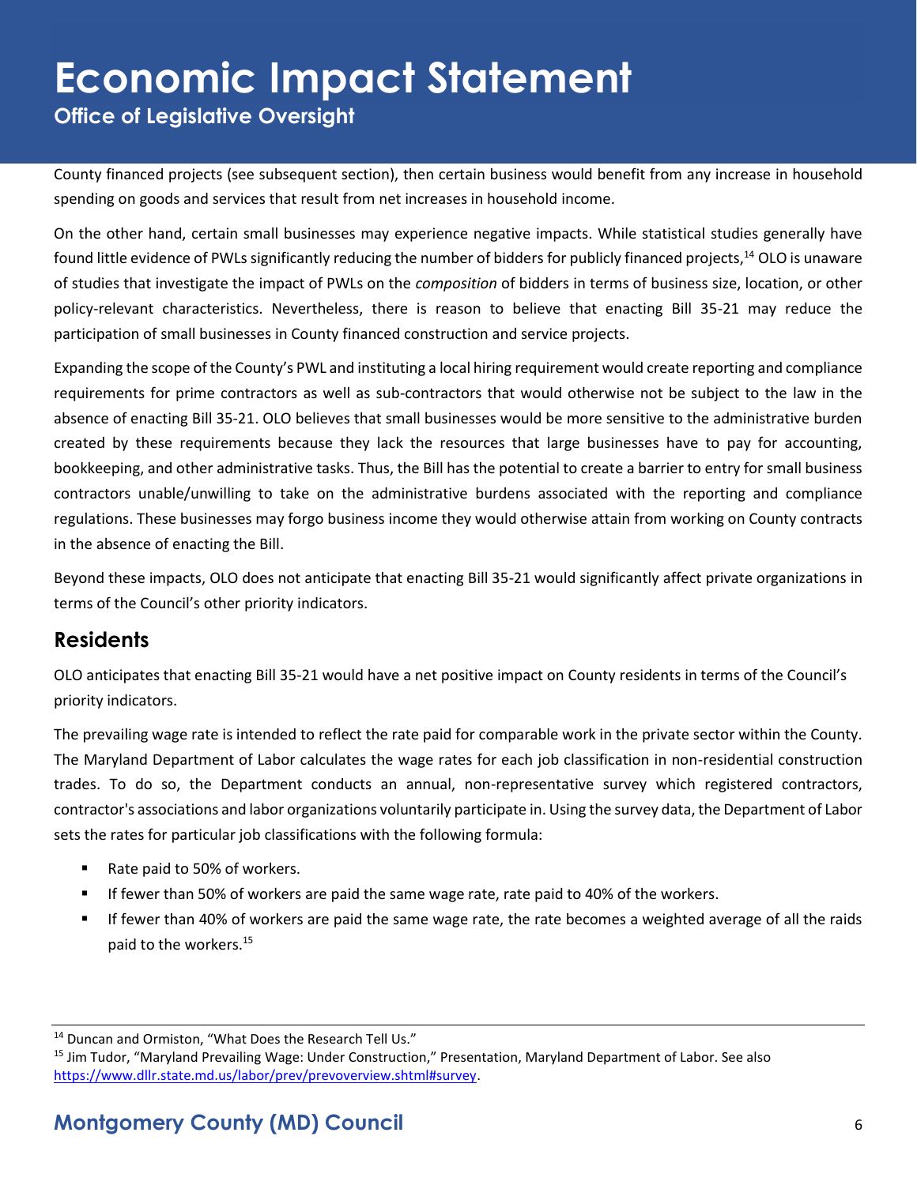County financed projects (see subsequent section), then certain business would benefit from any increase in household spending on goods and services that result from net increases in household income.

On the other hand, certain small businesses may experience negative impacts. While statistical studies generally have found little evidence of PWLs significantly reducing the number of bidders for publicly financed projects,[14] OLO is unaware of studies that investigate the impact of PWLs on the *composition* of bidders in terms of business size, location, or other policy-relevant characteristics. Nevertheless, there is reason to believe that enacting Bill 35-21 may reduce the participation of small businesses in County financed construction and service projects.

Expanding the scope of the County's PWL and instituting a local hiring requirement would create reporting and compliance requirements for prime contractors as well as sub-contractors that would otherwise not be subject to the law in the absence of enacting Bill 35-21. OLO believes that small businesses would be more sensitive to the administrative burden created by these requirements because they lack the resources that large businesses have to pay for accounting, bookkeeping, and other administrative tasks. Thus, the Bill has the potential to create a barrier to entry for small business contractors unable/unwilling to take on the administrative burdens associated with the reporting and compliance regulations. These businesses may forgo business income they would otherwise attain from working on County contracts in the absence of enacting the Bill.

Beyond these impacts, OLO does not anticipate that enacting Bill 35-21 would significantly affect private organizations in terms of the Council's other priority indicators.

## Residents

OLO anticipates that enacting Bill 35-21 would have a net positive impact on County residents in terms of the Council's priority indicators.

The prevailing wage rate is intended to reflect the rate paid for comparable work in the private sector within the County. The Maryland Department of Labor calculates the wage rates for each job classification in non-residential construction trades. To do so, the Department conducts an annual, non-representative survey which registered contractors, contractor's associations and labor organizations voluntarily participate in. Using the survey data, the Department of Labor sets the rates for particular job classifications with the following formula:

- Rate paid to 50% of workers.
- If fewer than 50% of workers are paid the same wage rate, rate paid to 40% of the workers.
- If fewer than 40% of workers are paid the same wage rate, the rate becomes a weighted average of all the raids paid to the workers.[15]

---

[14] Duncan and Ormiston, "What Does the Research Tell Us."

[15] Jim Tudor, "Maryland Prevailing Wage: Under Construction," Presentation, Maryland Department of Labor. See also https://www.dllr.state.md.us/labor/prev/prevoverview.shtml#survey.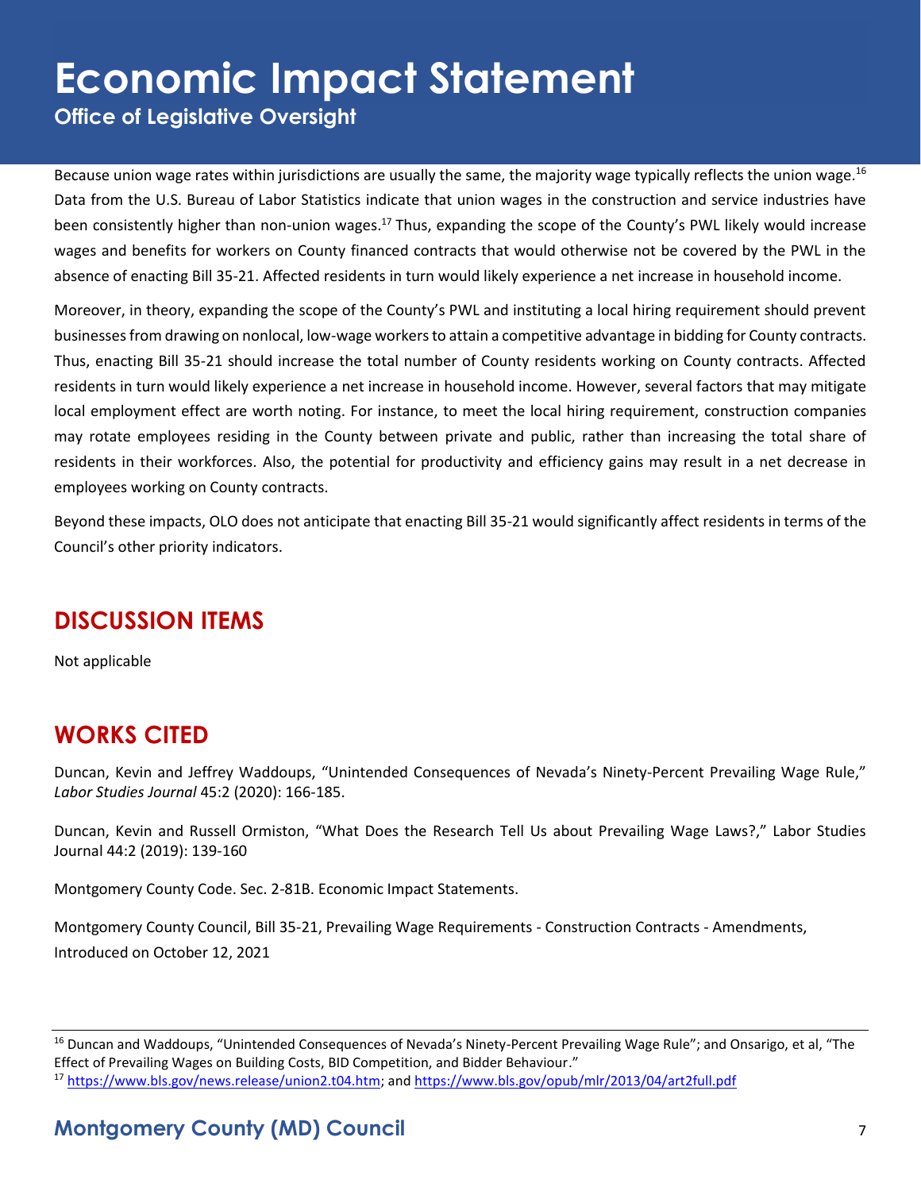Because union wage rates within jurisdictions are usually the same, the majority wage typically reflects the union wage.[16] Data from the U.S. Bureau of Labor Statistics indicate that union wages in the construction and service industries have been consistently higher than non-union wages.[17] Thus, expanding the scope of the County's PWL likely would increase wages and benefits for workers on County financed contracts that would otherwise not be covered by the PWL in the absence of enacting Bill 35-21. Affected residents in turn would likely experience a net increase in household income.

Moreover, in theory, expanding the scope of the County's PWL and instituting a local hiring requirement should prevent businesses from drawing on nonlocal, low-wage workers to attain a competitive advantage in bidding for County contracts. Thus, enacting Bill 35-21 should increase the total number of County residents working on County contracts. Affected residents in turn would likely experience a net increase in household income. However, several factors that may mitigate local employment effect are worth noting. For instance, to meet the local hiring requirement, construction companies may rotate employees residing in the County between private and public, rather than increasing the total share of residents in their workforces. Also, the potential for productivity and efficiency gains may result in a net decrease in employees working on County contracts.

Beyond these impacts, OLO does not anticipate that enacting Bill 35-21 would significantly affect residents in terms of the Council's other priority indicators.

## DISCUSSION ITEMS

Not applicable

## WORKS CITED

Duncan, Kevin and Jeffrey Waddoups, "Unintended Consequences of Nevada's Ninety-Percent Prevailing Wage Rule," *Labor Studies Journal* 45:2 (2020): 166-185.

Duncan, Kevin and Russell Ormiston, "What Does the Research Tell Us about Prevailing Wage Laws?," Labor Studies Journal 44:2 (2019): 139-160

Montgomery County Code. Sec. 2-81B. Economic Impact Statements.

Montgomery County Council, Bill 35-21, Prevailing Wage Requirements - Construction Contracts - Amendments, Introduced on October 12, 2021

---

[16] Duncan and Waddoups, "Unintended Consequences of Nevada's Ninety-Percent Prevailing Wage Rule"; and Onsarigo, et al, "The Effect of Prevailing Wages on Building Costs, BID Competition, and Bidder Behaviour."

[17] https://www.bls.gov/news.release/union2.t04.htm; and https://www.bls.gov/opub/mlr/2013/04/art2full.pdf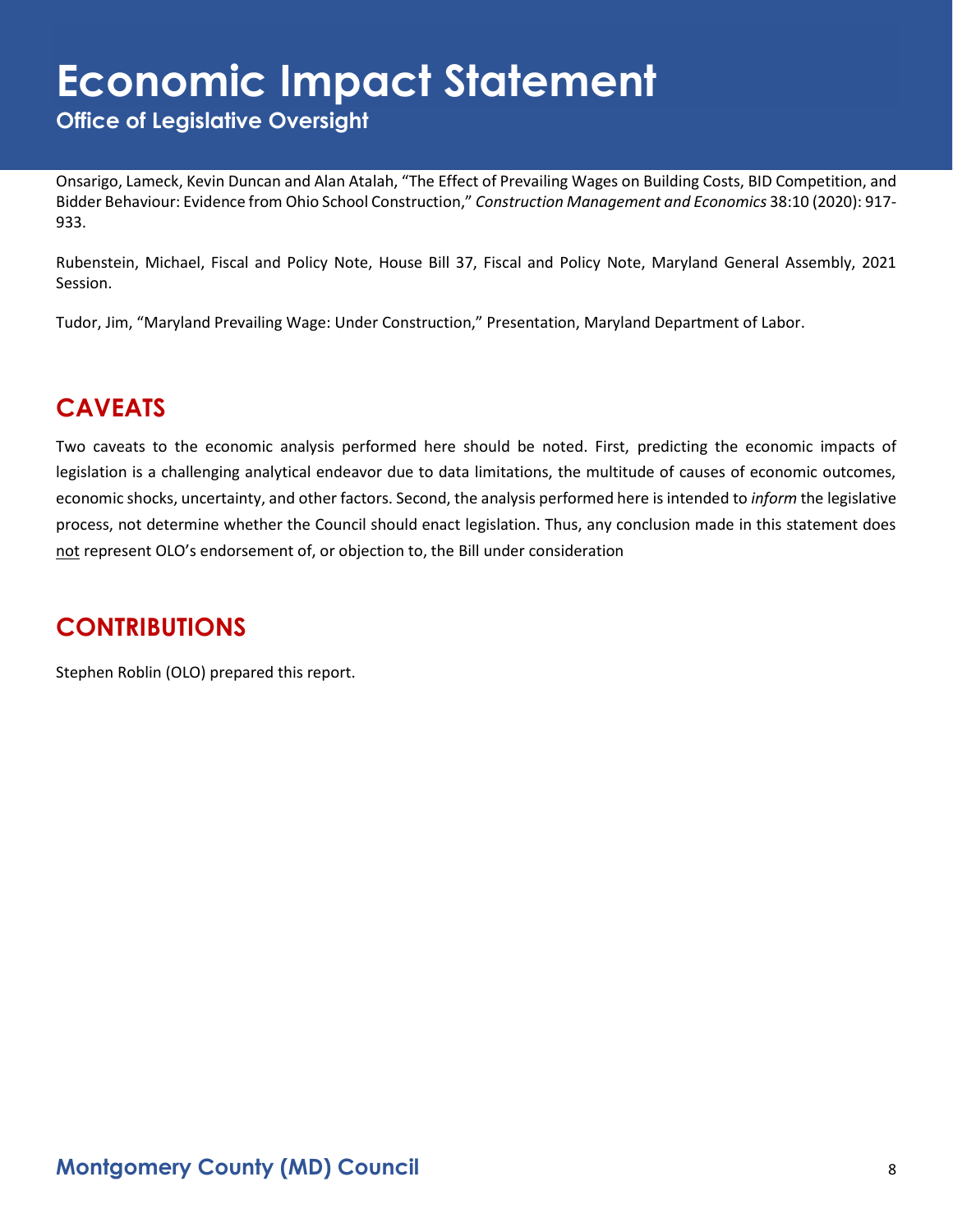Onsarigo, Lameck, Kevin Duncan and Alan Atalah, "The Effect of Prevailing Wages on Building Costs, BID Competition, and Bidder Behaviour: Evidence from Ohio School Construction," *Construction Management and Economics* 38:10 (2020): 917-933.

Rubenstein, Michael, Fiscal and Policy Note, House Bill 37, Fiscal and Policy Note, Maryland General Assembly, 2021 Session.

Tudor, Jim, "Maryland Prevailing Wage: Under Construction," Presentation, Maryland Department of Labor.

## CAVEATS

Two caveats to the economic analysis performed here should be noted. First, predicting the economic impacts of legislation is a challenging analytical endeavor due to data limitations, the multitude of causes of economic outcomes, economic shocks, uncertainty, and other factors. Second, the analysis performed here is intended to *inform* the legislative process, not determine whether the Council should enact legislation. Thus, any conclusion made in this statement does not represent OLO's endorsement of, or objection to, the Bill under consideration

## CONTRIBUTIONS

Stephen Roblin (OLO) prepared this report.